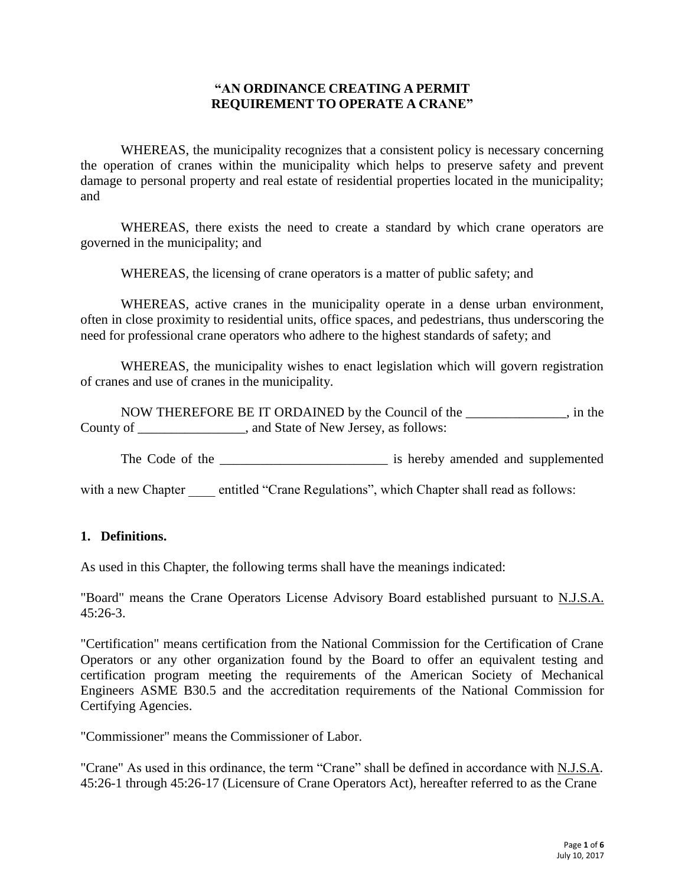**"AN ORDINANCE CREATING A PERMIT REQUIREMENT TO OPERATE A CRANE"**

WHEREAS, the municipality recognizes that a consistent policy is necessary concerning the operation of cranes within the municipality which helps to preserve safety and prevent damage to personal property and real estate of residential properties located in the municipality; and

WHEREAS, there exists the need to create a standard by which crane operators are governed in the municipality; and

WHEREAS, the licensing of crane operators is a matter of public safety; and

WHEREAS, active cranes in the municipality operate in a dense urban environment, often in close proximity to residential units, office spaces, and pedestrians, thus underscoring the need for professional crane operators who adhere to the highest standards of safety; and

WHEREAS, the municipality wishes to enact legislation which will govern registration of cranes and use of cranes in the municipality.

NOW THEREFORE BE IT ORDAINED by the Council of the _______________, in the County of ________________, and State of New Jersey, as follows:

The Code of the _________________________ is hereby amended and supplemented with a new Chapter ____ entitled "Crane Regulations", which Chapter shall read as follows:

**1. Definitions.**

As used in this Chapter, the following terms shall have the meanings indicated:

"Board" means the Crane Operators License Advisory Board established pursuant to N.J.S.A. 45:26-3.

"Certification" means certification from the National Commission for the Certification of Crane Operators or any other organization found by the Board to offer an equivalent testing and certification program meeting the requirements of the American Society of Mechanical Engineers ASME B30.5 and the accreditation requirements of the National Commission for Certifying Agencies.

"Commissioner" means the Commissioner of Labor.

"Crane" As used in this ordinance, the term "Crane" shall be defined in accordance with N.J.S.A. 45:26-1 through 45:26-17 (Licensure of Crane Operators Act), hereafter referred to as the Crane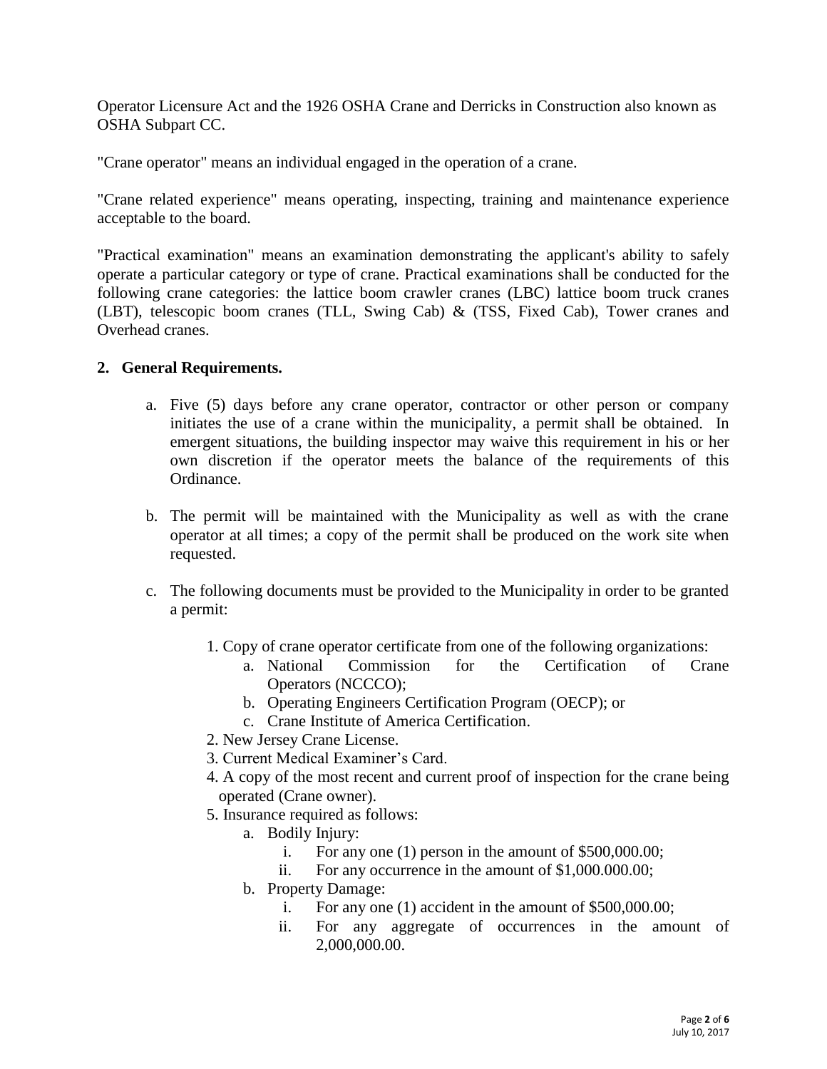Operator Licensure Act and the 1926 OSHA Crane and Derricks in Construction also known as OSHA Subpart CC.

"Crane operator" means an individual engaged in the operation of a crane.

"Crane related experience" means operating, inspecting, training and maintenance experience acceptable to the board.

"Practical examination" means an examination demonstrating the applicant's ability to safely operate a particular category or type of crane. Practical examinations shall be conducted for the following crane categories: the lattice boom crawler cranes (LBC) lattice boom truck cranes (LBT), telescopic boom cranes (TLL, Swing Cab) & (TSS, Fixed Cab), Tower cranes and Overhead cranes.

**2. General Requirements.**

a. Five (5) days before any crane operator, contractor or other person or company initiates the use of a crane within the municipality, a permit shall be obtained. In emergent situations, the building inspector may waive this requirement in his or her own discretion if the operator meets the balance of the requirements of this Ordinance.

b. The permit will be maintained with the Municipality as well as with the crane operator at all times; a copy of the permit shall be produced on the work site when requested.

c. The following documents must be provided to the Municipality in order to be granted a permit:

   1. Copy of crane operator certificate from one of the following organizations:
      a. National Commission for the Certification of Crane Operators (NCCCO);
      b. Operating Engineers Certification Program (OECP); or
      c. Crane Institute of America Certification.
   2. New Jersey Crane License.
   3. Current Medical Examiner's Card.
   4. A copy of the most recent and current proof of inspection for the crane being operated (Crane owner).
   5. Insurance required as follows:
      a. Bodily Injury:
         i. For any one (1) person in the amount of $500,000.00;
         ii. For any occurrence in the amount of $1,000.000.00;
      b. Property Damage:
         i. For any one (1) accident in the amount of $500,000.00;
         ii. For any aggregate of occurrences in the amount of 2,000,000.00.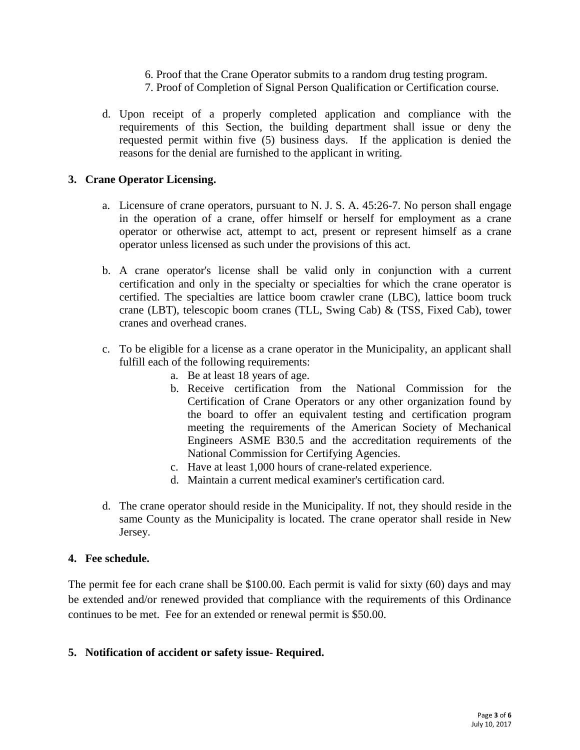6. Proof that the Crane Operator submits to a random drug testing program.
7. Proof of Completion of Signal Person Qualification or Certification course.

d. Upon receipt of a properly completed application and compliance with the requirements of this Section, the building department shall issue or deny the requested permit within five (5) business days. If the application is denied the reasons for the denial are furnished to the applicant in writing.

**3. Crane Operator Licensing.**

a. Licensure of crane operators, pursuant to N. J. S. A. 45:26-7. No person shall engage in the operation of a crane, offer himself or herself for employment as a crane operator or otherwise act, attempt to act, present or represent himself as a crane operator unless licensed as such under the provisions of this act.

b. A crane operator's license shall be valid only in conjunction with a current certification and only in the specialty or specialties for which the crane operator is certified. The specialties are lattice boom crawler crane (LBC), lattice boom truck crane (LBT), telescopic boom cranes (TLL, Swing Cab) & (TSS, Fixed Cab), tower cranes and overhead cranes.

c. To be eligible for a license as a crane operator in the Municipality, an applicant shall fulfill each of the following requirements:
   a. Be at least 18 years of age.
   b. Receive certification from the National Commission for the Certification of Crane Operators or any other organization found by the board to offer an equivalent testing and certification program meeting the requirements of the American Society of Mechanical Engineers ASME B30.5 and the accreditation requirements of the National Commission for Certifying Agencies.
   c. Have at least 1,000 hours of crane-related experience.
   d. Maintain a current medical examiner's certification card.

d. The crane operator should reside in the Municipality. If not, they should reside in the same County as the Municipality is located. The crane operator shall reside in New Jersey.

**4. Fee schedule.**

The permit fee for each crane shall be $100.00. Each permit is valid for sixty (60) days and may be extended and/or renewed provided that compliance with the requirements of this Ordinance continues to be met. Fee for an extended or renewal permit is $50.00.

**5. Notification of accident or safety issue- Required.**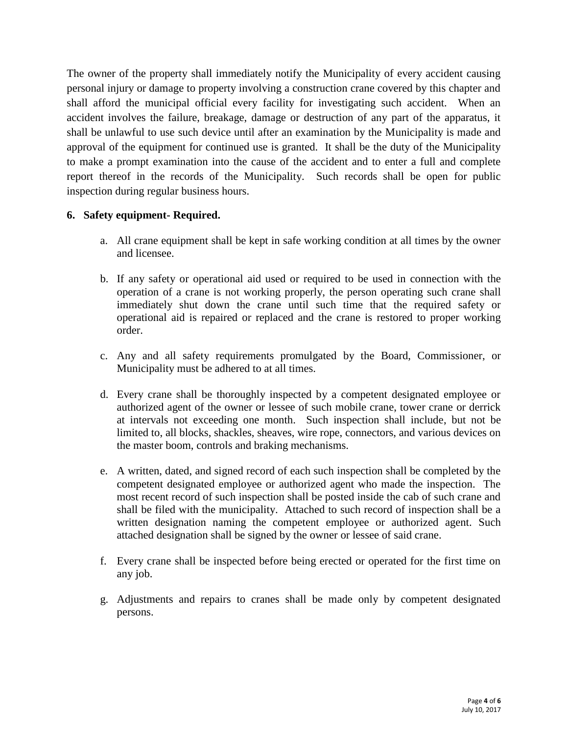The owner of the property shall immediately notify the Municipality of every accident causing personal injury or damage to property involving a construction crane covered by this chapter and shall afford the municipal official every facility for investigating such accident. When an accident involves the failure, breakage, damage or destruction of any part of the apparatus, it shall be unlawful to use such device until after an examination by the Municipality is made and approval of the equipment for continued use is granted. It shall be the duty of the Municipality to make a prompt examination into the cause of the accident and to enter a full and complete report thereof in the records of the Municipality. Such records shall be open for public inspection during regular business hours.

**6. Safety equipment- Required.**

a. All crane equipment shall be kept in safe working condition at all times by the owner and licensee.

b. If any safety or operational aid used or required to be used in connection with the operation of a crane is not working properly, the person operating such crane shall immediately shut down the crane until such time that the required safety or operational aid is repaired or replaced and the crane is restored to proper working order.

c. Any and all safety requirements promulgated by the Board, Commissioner, or Municipality must be adhered to at all times.

d. Every crane shall be thoroughly inspected by a competent designated employee or authorized agent of the owner or lessee of such mobile crane, tower crane or derrick at intervals not exceeding one month. Such inspection shall include, but not be limited to, all blocks, shackles, sheaves, wire rope, connectors, and various devices on the master boom, controls and braking mechanisms.

e. A written, dated, and signed record of each such inspection shall be completed by the competent designated employee or authorized agent who made the inspection. The most recent record of such inspection shall be posted inside the cab of such crane and shall be filed with the municipality. Attached to such record of inspection shall be a written designation naming the competent employee or authorized agent. Such attached designation shall be signed by the owner or lessee of said crane.

f. Every crane shall be inspected before being erected or operated for the first time on any job.

g. Adjustments and repairs to cranes shall be made only by competent designated persons.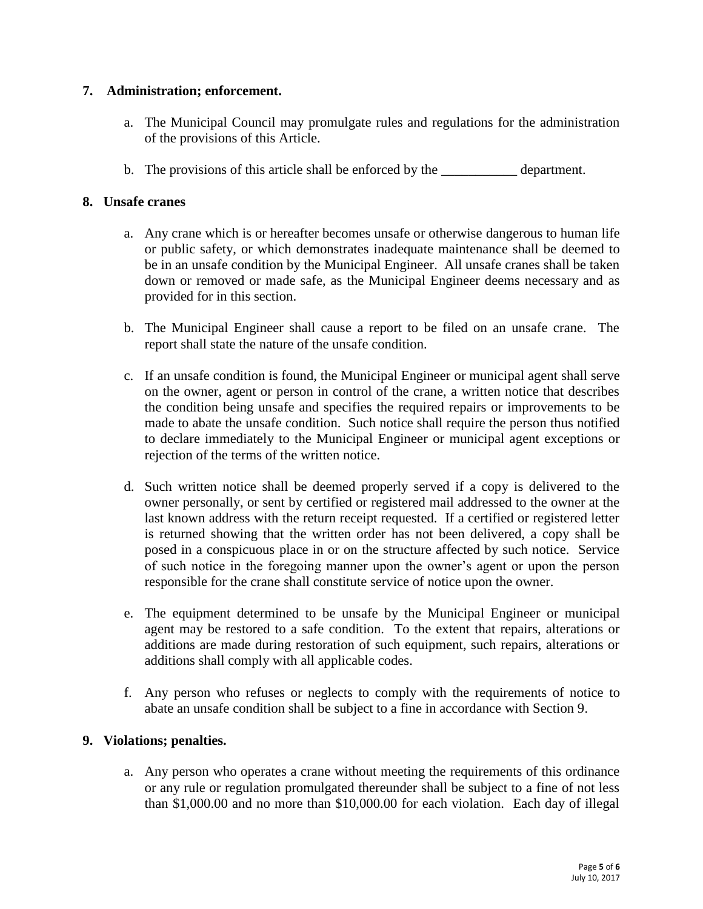**7. Administration; enforcement.**

a. The Municipal Council may promulgate rules and regulations for the administration of the provisions of this Article.

b. The provisions of this article shall be enforced by the ___________ department.

**8. Unsafe cranes**

a. Any crane which is or hereafter becomes unsafe or otherwise dangerous to human life or public safety, or which demonstrates inadequate maintenance shall be deemed to be in an unsafe condition by the Municipal Engineer. All unsafe cranes shall be taken down or removed or made safe, as the Municipal Engineer deems necessary and as provided for in this section.

b. The Municipal Engineer shall cause a report to be filed on an unsafe crane. The report shall state the nature of the unsafe condition.

c. If an unsafe condition is found, the Municipal Engineer or municipal agent shall serve on the owner, agent or person in control of the crane, a written notice that describes the condition being unsafe and specifies the required repairs or improvements to be made to abate the unsafe condition. Such notice shall require the person thus notified to declare immediately to the Municipal Engineer or municipal agent exceptions or rejection of the terms of the written notice.

d. Such written notice shall be deemed properly served if a copy is delivered to the owner personally, or sent by certified or registered mail addressed to the owner at the last known address with the return receipt requested. If a certified or registered letter is returned showing that the written order has not been delivered, a copy shall be posed in a conspicuous place in or on the structure affected by such notice. Service of such notice in the foregoing manner upon the owner's agent or upon the person responsible for the crane shall constitute service of notice upon the owner.

e. The equipment determined to be unsafe by the Municipal Engineer or municipal agent may be restored to a safe condition. To the extent that repairs, alterations or additions are made during restoration of such equipment, such repairs, alterations or additions shall comply with all applicable codes.

f. Any person who refuses or neglects to comply with the requirements of notice to abate an unsafe condition shall be subject to a fine in accordance with Section 9.

**9. Violations; penalties.**

a. Any person who operates a crane without meeting the requirements of this ordinance or any rule or regulation promulgated thereunder shall be subject to a fine of not less than $1,000.00 and no more than $10,000.00 for each violation. Each day of illegal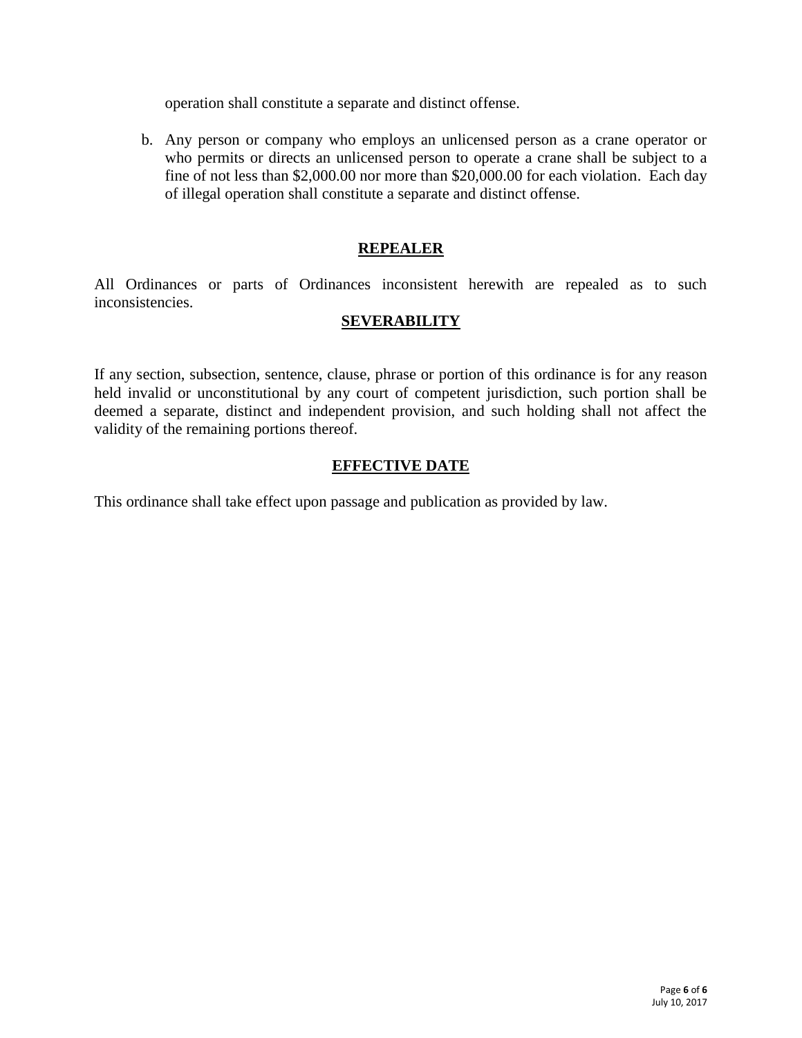operation shall constitute a separate and distinct offense.

b. Any person or company who employs an unlicensed person as a crane operator or who permits or directs an unlicensed person to operate a crane shall be subject to a fine of not less than $2,000.00 nor more than $20,000.00 for each violation. Each day of illegal operation shall constitute a separate and distinct offense.

## REPEALER

All Ordinances or parts of Ordinances inconsistent herewith are repealed as to such inconsistencies.

## SEVERABILITY

If any section, subsection, sentence, clause, phrase or portion of this ordinance is for any reason held invalid or unconstitutional by any court of competent jurisdiction, such portion shall be deemed a separate, distinct and independent provision, and such holding shall not affect the validity of the remaining portions thereof.

## EFFECTIVE DATE

This ordinance shall take effect upon passage and publication as provided by law.